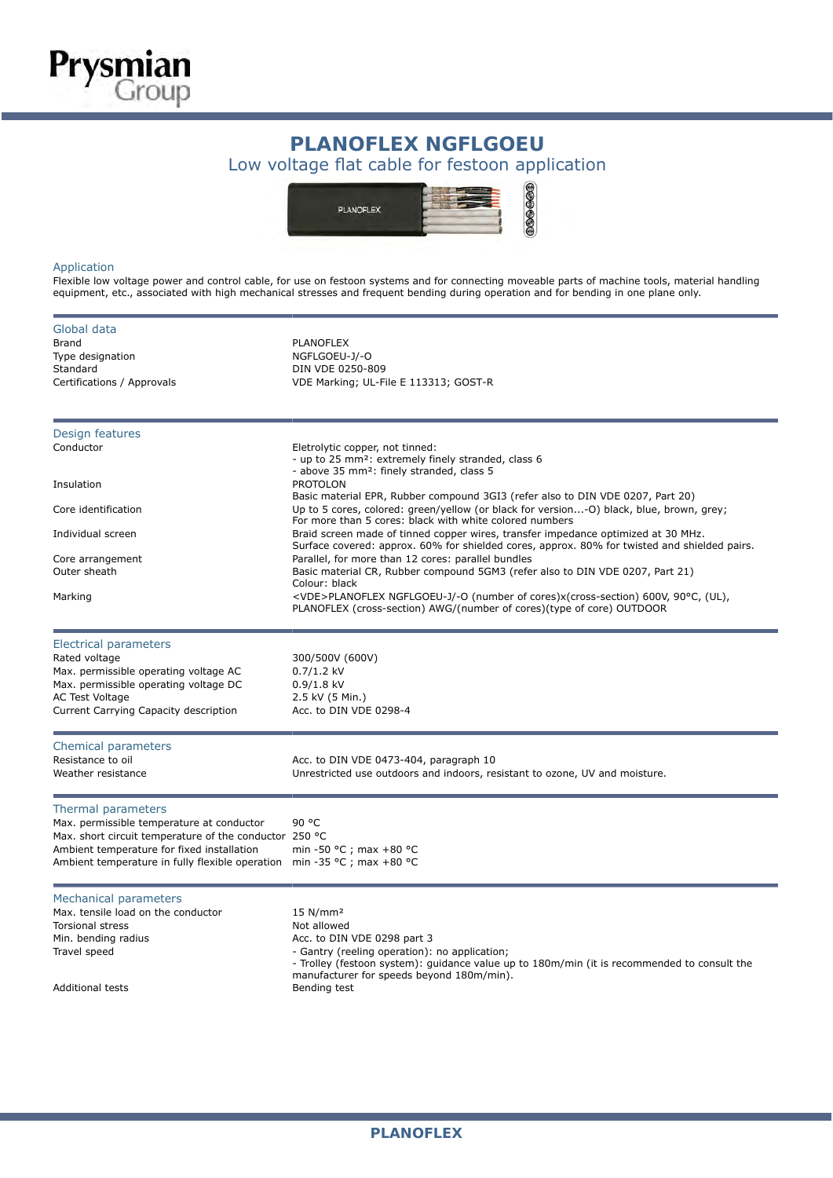# PLANOFLEX NGFLGOEU

## Low voltage flat cable for festoon application

### Application

Flexible low voltage power and control cable, for use on festoon systems and for connecting moveable parts of machine tools, material handling equipment, etc., associated with high mechanical stresses and frequent bending during operation and for bending in one plane only.

### Global data

| | |
|---|---|
| Brand | PLANOFLEX |
| Type designation | NGFLGOEU-J/-O |
| Standard | DIN VDE 0250-809 |
| Certifications / Approvals | VDE Marking; UL-File E 113313; GOST-R |

### Design features

| | |
|---|---|
| Conductor | Eletrolytic copper, not tinned:<br>- up to 25 mm²: extremely finely stranded, class 6<br>- above 35 mm²: finely stranded, class 5 |
| Insulation | PROTOLON<br>Basic material EPR, Rubber compound 3GI3 (refer also to DIN VDE 0207, Part 20) |
| Core identification | Up to 5 cores, colored: green/yellow (or black for version...-O) black, blue, brown, grey;<br>For more than 5 cores: black with white colored numbers |
| Individual screen | Braid screen made of tinned copper wires, transfer impedance optimized at 30 MHz.<br>Surface covered: approx. 60% for shielded cores, approx. 80% for twisted and shielded pairs. |
| Core arrangement | Parallel, for more than 12 cores: parallel bundles |
| Outer sheath | Basic material CR, Rubber compound 5GM3 (refer also to DIN VDE 0207, Part 21)<br>Colour: black |
| Marking | <VDE>PLANOFLEX NGFLGOEU-J/-O (number of cores)x(cross-section) 600V, 90°C, (UL),<br>PLANOFLEX (cross-section) AWG/(number of cores)(type of core) OUTDOOR |

### Electrical parameters

| | |
|---|---|
| Rated voltage | 300/500V (600V) |
| Max. permissible operating voltage AC | 0.7/1.2 kV |
| Max. permissible operating voltage DC | 0.9/1.8 kV |
| AC Test Voltage | 2.5 kV (5 Min.) |
| Current Carrying Capacity description | Acc. to DIN VDE 0298-4 |

### Chemical parameters

| | |
|---|---|
| Resistance to oil | Acc. to DIN VDE 0473-404, paragraph 10 |
| Weather resistance | Unrestricted use outdoors and indoors, resistant to ozone, UV and moisture. |

### Thermal parameters

| | |
|---|---|
| Max. permissible temperature at conductor | 90 °C |
| Max. short circuit temperature of the conductor | 250 °C |
| Ambient temperature for fixed installation | min -50 °C ; max +80 °C |
| Ambient temperature in fully flexible operation | min -35 °C ; max +80 °C |

### Mechanical parameters

| | |
|---|---|
| Max. tensile load on the conductor | 15 N/mm² |
| Torsional stress | Not allowed |
| Min. bending radius | Acc. to DIN VDE 0298 part 3 |
| Travel speed | - Gantry (reeling operation): no application;<br>- Trolley (festoon system): guidance value up to 180m/min (it is recommended to consult the manufacturer for speeds beyond 180m/min). |
| Additional tests | Bending test |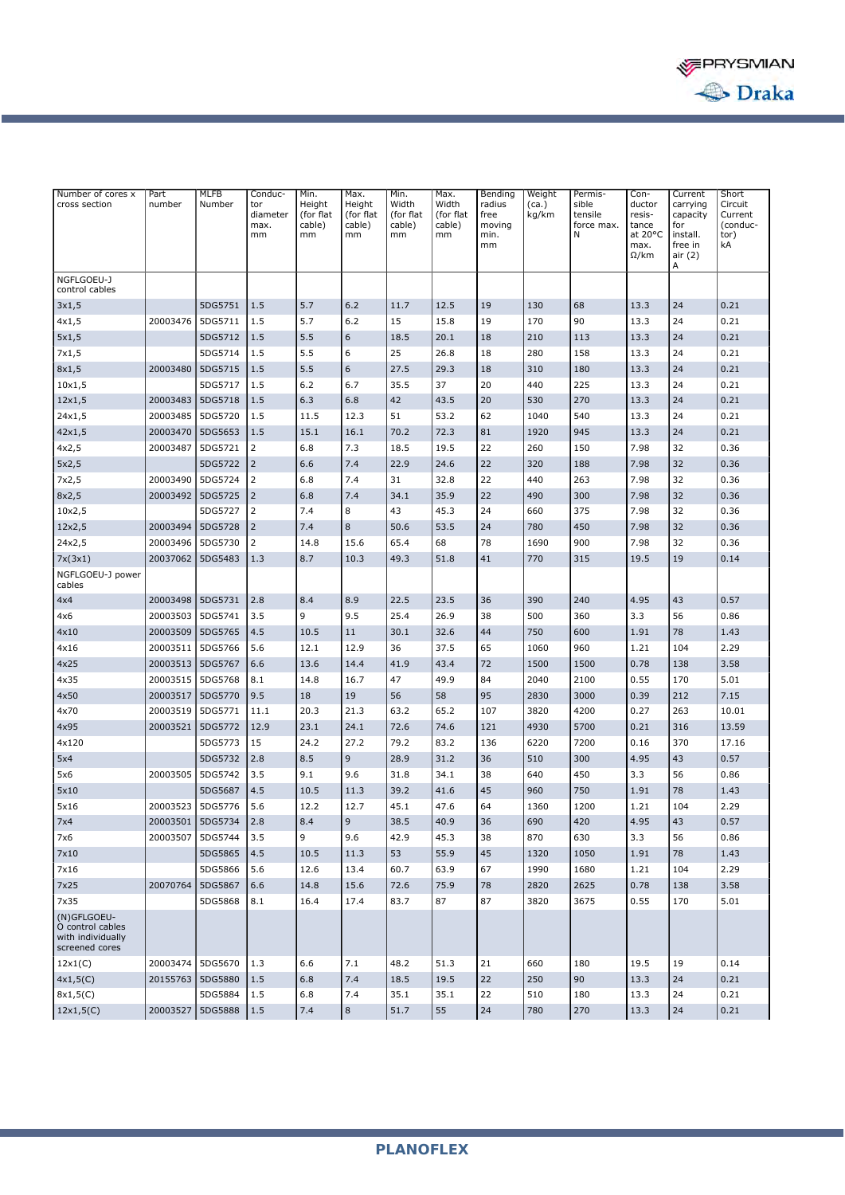| Number of cores x cross section | Part number | MLFB Number | Conductor diameter max. mm | Min. Height (for flat cable) mm | Max. Height (for flat cable) mm | Min. Width (for flat cable) mm | Max. Width (for flat cable) mm | Bending radius free moving min. mm | Weight (ca.) kg/km | Permissible tensile force max. N | Conductor resistance at 20°C max. Ω/km | Current carrying capacity for install. free in air (2) A | Short Circuit Current (conductor) kA |
|---|---|---|---|---|---|---|---|---|---|---|---|---|---|
| NGFLGOEU-J control cables | | | | | | | | | | | | | |
| 3x1,5 | | 5DG5751 | 1.5 | 5.7 | 6.2 | 11.7 | 12.5 | 19 | 130 | 68 | 13.3 | 24 | 0.21 |
| 4x1,5 | 20003476 | 5DG5711 | 1.5 | 5.7 | 6.2 | 15 | 15.8 | 19 | 170 | 90 | 13.3 | 24 | 0.21 |
| 5x1,5 | | 5DG5712 | 1.5 | 5.5 | 6 | 18.5 | 20.1 | 18 | 210 | 113 | 13.3 | 24 | 0.21 |
| 7x1,5 | | 5DG5714 | 1.5 | 5.5 | 6 | 25 | 26.8 | 18 | 280 | 158 | 13.3 | 24 | 0.21 |
| 8x1,5 | 20003480 | 5DG5715 | 1.5 | 5.5 | 6 | 27.5 | 29.3 | 18 | 310 | 180 | 13.3 | 24 | 0.21 |
| 10x1,5 | | 5DG5717 | 1.5 | 6.2 | 6.7 | 35.5 | 37 | 20 | 440 | 225 | 13.3 | 24 | 0.21 |
| 12x1,5 | 20003483 | 5DG5718 | 1.5 | 6.3 | 6.8 | 42 | 43.5 | 20 | 530 | 270 | 13.3 | 24 | 0.21 |
| 24x1,5 | 20003485 | 5DG5720 | 1.5 | 11.5 | 12.3 | 51 | 53.2 | 62 | 1040 | 540 | 13.3 | 24 | 0.21 |
| 42x1,5 | 20003470 | 5DG5653 | 1.5 | 15.1 | 16.1 | 70.2 | 72.3 | 81 | 1920 | 945 | 13.3 | 24 | 0.21 |
| 4x2,5 | 20003487 | 5DG5721 | 2 | 6.8 | 7.3 | 18.5 | 19.5 | 22 | 260 | 150 | 7.98 | 32 | 0.36 |
| 5x2,5 | | 5DG5722 | 2 | 6.6 | 7.4 | 22.9 | 24.6 | 22 | 320 | 188 | 7.98 | 32 | 0.36 |
| 7x2,5 | 20003490 | 5DG5724 | 2 | 6.8 | 7.4 | 31 | 32.8 | 22 | 440 | 263 | 7.98 | 32 | 0.36 |
| 8x2,5 | 20003492 | 5DG5725 | 2 | 6.8 | 7.4 | 34.1 | 35.9 | 22 | 490 | 300 | 7.98 | 32 | 0.36 |
| 10x2,5 | | 5DG5727 | 2 | 7.4 | 8 | 43 | 45.3 | 24 | 660 | 375 | 7.98 | 32 | 0.36 |
| 12x2,5 | 20003494 | 5DG5728 | 2 | 7.4 | 8 | 50.6 | 53.5 | 24 | 780 | 450 | 7.98 | 32 | 0.36 |
| 24x2,5 | 20003496 | 5DG5730 | 2 | 14.8 | 15.6 | 65.4 | 68 | 78 | 1690 | 900 | 7.98 | 32 | 0.36 |
| 7x(3x1) | 20037062 | 5DG5483 | 1.3 | 8.7 | 10.3 | 49.3 | 51.8 | 41 | 770 | 315 | 19.5 | 19 | 0.14 |
| NGFLGOEU-J power cables | | | | | | | | | | | | | |
| 4x4 | 20003498 | 5DG5731 | 2.8 | 8.4 | 8.9 | 22.5 | 23.5 | 36 | 390 | 240 | 4.95 | 43 | 0.57 |
| 4x6 | 20003503 | 5DG5741 | 3.5 | 9 | 9.5 | 25.4 | 26.9 | 38 | 500 | 360 | 3.3 | 56 | 0.86 |
| 4x10 | 20003509 | 5DG5765 | 4.5 | 10.5 | 11 | 30.1 | 32.6 | 44 | 750 | 600 | 1.91 | 78 | 1.43 |
| 4x16 | 20003511 | 5DG5766 | 5.6 | 12.1 | 12.9 | 36 | 37.5 | 65 | 1060 | 960 | 1.21 | 104 | 2.29 |
| 4x25 | 20003513 | 5DG5767 | 6.6 | 13.6 | 14.4 | 41.9 | 43.4 | 72 | 1500 | 1500 | 0.78 | 138 | 3.58 |
| 4x35 | 20003515 | 5DG5768 | 8.1 | 14.8 | 16.7 | 47 | 49.9 | 84 | 2040 | 2100 | 0.55 | 170 | 5.01 |
| 4x50 | 20003517 | 5DG5770 | 9.5 | 18 | 19 | 56 | 58 | 95 | 2830 | 3000 | 0.39 | 212 | 7.15 |
| 4x70 | 20003519 | 5DG5771 | 11.1 | 20.3 | 21.3 | 63.2 | 65.2 | 107 | 3820 | 4200 | 0.27 | 263 | 10.01 |
| 4x95 | 20003521 | 5DG5772 | 12.9 | 23.1 | 24.1 | 72.6 | 74.6 | 121 | 4930 | 5700 | 0.21 | 316 | 13.59 |
| 4x120 | | 5DG5773 | 15 | 24.2 | 27.2 | 79.2 | 83.2 | 136 | 6220 | 7200 | 0.16 | 370 | 17.16 |
| 5x4 | | 5DG5732 | 2.8 | 8.5 | 9 | 28.9 | 31.2 | 36 | 510 | 300 | 4.95 | 43 | 0.57 |
| 5x6 | 20003505 | 5DG5742 | 3.5 | 9.1 | 9.6 | 31.8 | 34.1 | 38 | 640 | 450 | 3.3 | 56 | 0.86 |
| 5x10 | | 5DG5687 | 4.5 | 10.5 | 11.3 | 39.2 | 41.6 | 45 | 960 | 750 | 1.91 | 78 | 1.43 |
| 5x16 | 20003523 | 5DG5776 | 5.6 | 12.2 | 12.7 | 45.1 | 47.6 | 64 | 1360 | 1200 | 1.21 | 104 | 2.29 |
| 7x4 | 20003501 | 5DG5734 | 2.8 | 8.4 | 9 | 38.5 | 40.9 | 36 | 690 | 420 | 4.95 | 43 | 0.57 |
| 7x6 | 20003507 | 5DG5744 | 3.5 | 9 | 9.6 | 42.9 | 45.3 | 38 | 870 | 630 | 3.3 | 56 | 0.86 |
| 7x10 | | 5DG5865 | 4.5 | 10.5 | 11.3 | 53 | 55.9 | 45 | 1320 | 1050 | 1.91 | 78 | 1.43 |
| 7x16 | | 5DG5866 | 5.6 | 12.6 | 13.4 | 60.7 | 63.9 | 67 | 1990 | 1680 | 1.21 | 104 | 2.29 |
| 7x25 | 20070764 | 5DG5867 | 6.6 | 14.8 | 15.6 | 72.6 | 75.9 | 78 | 2820 | 2625 | 0.78 | 138 | 3.58 |
| 7x35 | | 5DG5868 | 8.1 | 16.4 | 17.4 | 83.7 | 87 | 87 | 3820 | 3675 | 0.55 | 170 | 5.01 |
| (N)GFLGOEU-O control cables with individually screened cores | | | | | | | | | | | | | |
| 12x1(C) | 20003474 | 5DG5670 | 1.3 | 6.6 | 7.1 | 48.2 | 51.3 | 21 | 660 | 180 | 19.5 | 19 | 0.14 |
| 4x1,5(C) | 20155763 | 5DG5880 | 1.5 | 6.8 | 7.4 | 18.5 | 19.5 | 22 | 250 | 90 | 13.3 | 24 | 0.21 |
| 8x1,5(C) | | 5DG5884 | 1.5 | 6.8 | 7.4 | 35.1 | 35.1 | 22 | 510 | 180 | 13.3 | 24 | 0.21 |
| 12x1,5(C) | 20003527 | 5DG5888 | 1.5 | 7.4 | 8 | 51.7 | 55 | 24 | 780 | 270 | 13.3 | 24 | 0.21 |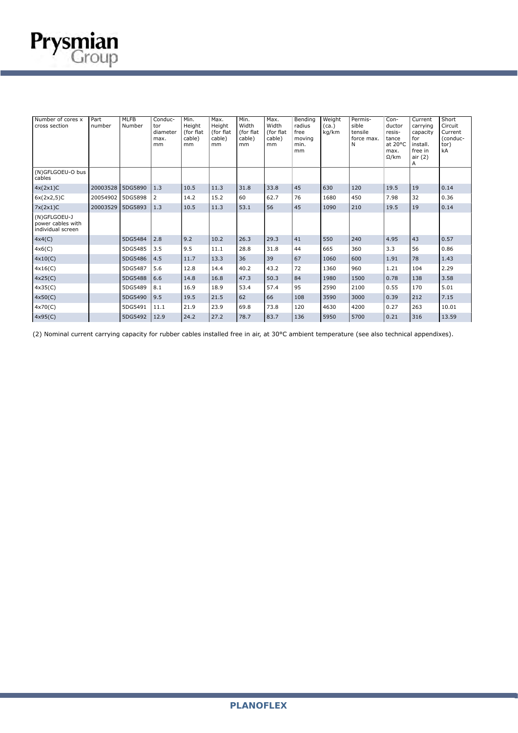| Number of cores x cross section | Part number | MLFB Number | Conductor diameter max. mm | Min. Height (for flat cable) mm | Max. Height (for flat cable) mm | Min. Width (for flat cable) mm | Max. Width (for flat cable) mm | Bending radius free moving min. mm | Weight (ca.) kg/km | Permissible tensile force max. N | Conductor resistance at 20°C max. Ω/km | Current carrying capacity for install. free in air (2) A | Short Circuit Current (conductor) kA |
|---|---|---|---|---|---|---|---|---|---|---|---|---|---|
| (N)GFLGOEU-O bus cables | | | | | | | | | | | | | |
| 4x(2x1)C | 20003528 | 5DG5890 | 1.3 | 10.5 | 11.3 | 31.8 | 33.8 | 45 | 630 | 120 | 19.5 | 19 | 0.14 |
| 6x(2x2,5)C | 20054902 | 5DG5898 | 2 | 14.2 | 15.2 | 60 | 62.7 | 76 | 1680 | 450 | 7.98 | 32 | 0.36 |
| 7x(2x1)C | 20003529 | 5DG5893 | 1.3 | 10.5 | 11.3 | 53.1 | 56 | 45 | 1090 | 210 | 19.5 | 19 | 0.14 |
| (N)GFLGOEU-J power cables with individual screen | | | | | | | | | | | | | |
| 4x4(C) | | 5DG5484 | 2.8 | 9.2 | 10.2 | 26.3 | 29.3 | 41 | 550 | 240 | 4.95 | 43 | 0.57 |
| 4x6(C) | | 5DG5485 | 3.5 | 9.5 | 11.1 | 28.8 | 31.8 | 44 | 665 | 360 | 3.3 | 56 | 0.86 |
| 4x10(C) | | 5DG5486 | 4.5 | 11.7 | 13.3 | 36 | 39 | 67 | 1060 | 600 | 1.91 | 78 | 1.43 |
| 4x16(C) | | 5DG5487 | 5.6 | 12.8 | 14.4 | 40.2 | 43.2 | 72 | 1360 | 960 | 1.21 | 104 | 2.29 |
| 4x25(C) | | 5DG5488 | 6.6 | 14.8 | 16.8 | 47.3 | 50.3 | 84 | 1980 | 1500 | 0.78 | 138 | 3.58 |
| 4x35(C) | | 5DG5489 | 8.1 | 16.9 | 18.9 | 53.4 | 57.4 | 95 | 2590 | 2100 | 0.55 | 170 | 5.01 |
| 4x50(C) | | 5DG5490 | 9.5 | 19.5 | 21.5 | 62 | 66 | 108 | 3590 | 3000 | 0.39 | 212 | 7.15 |
| 4x70(C) | | 5DG5491 | 11.1 | 21.9 | 23.9 | 69.8 | 73.8 | 120 | 4630 | 4200 | 0.27 | 263 | 10.01 |
| 4x95(C) | | 5DG5492 | 12.9 | 24.2 | 27.2 | 78.7 | 83.7 | 136 | 5950 | 5700 | 0.21 | 316 | 13.59 |

(2) Nominal current carrying capacity for rubber cables installed free in air, at 30°C ambient temperature (see also technical appendixes).